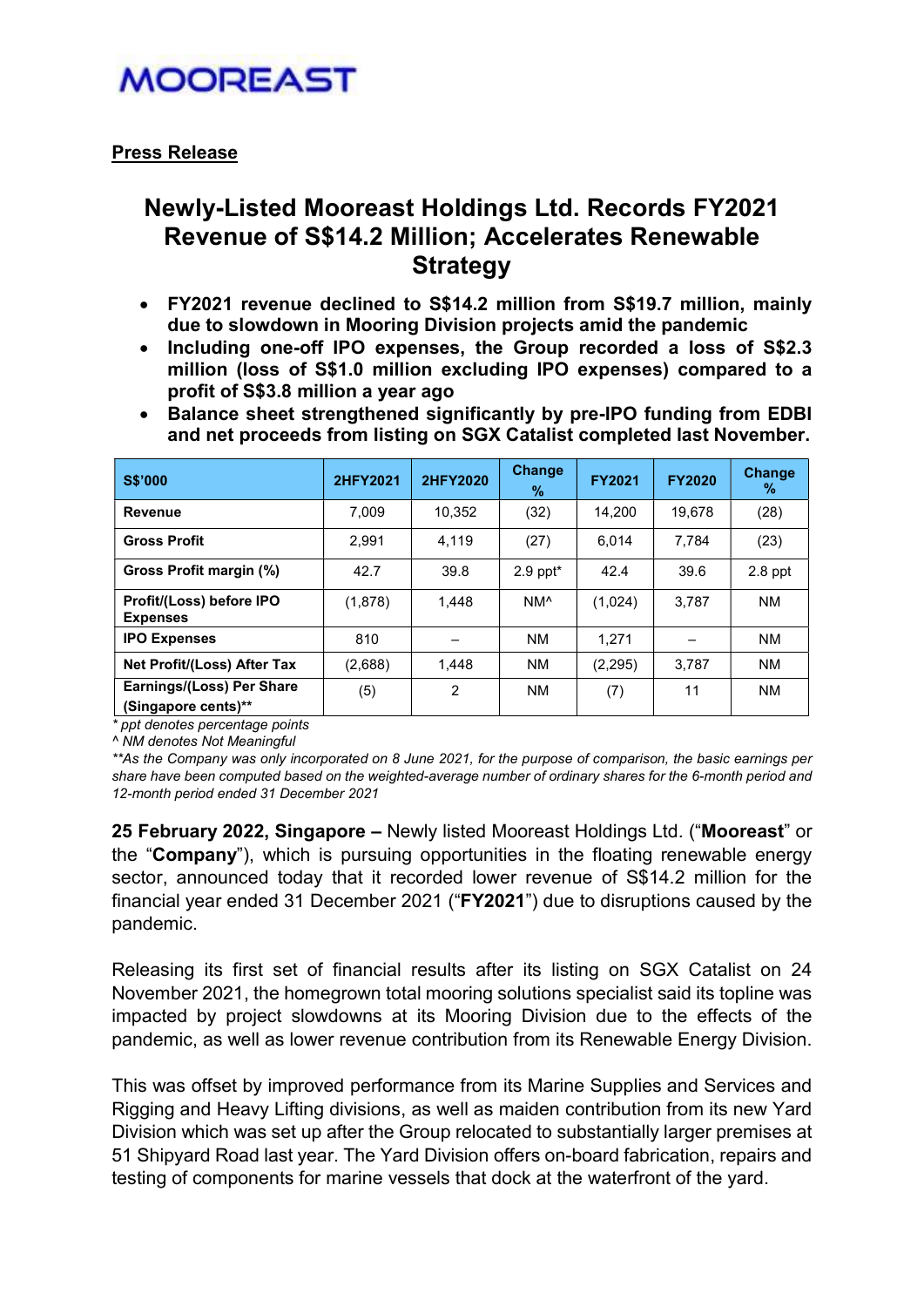**MOOREAST**

**Press Release**

# Newly-Listed Mooreast Holdings Ltd. Records FY2021 Revenue of S$14.2 Million; Accelerates Renewable Strategy

- **FY2021 revenue declined to S$14.2 million from S$19.7 million, mainly due to slowdown in Mooring Division projects amid the pandemic**
- **Including one-off IPO expenses, the Group recorded a loss of S$2.3 million (loss of S$1.0 million excluding IPO expenses) compared to a profit of S$3.8 million a year ago**
- **Balance sheet strengthened significantly by pre-IPO funding from EDBI and net proceeds from listing on SGX Catalist completed last November.**

| S$'000 | 2HFY2021 | 2HFY2020 | Change % | FY2021 | FY2020 | Change % |
|---|---|---|---|---|---|---|
| **Revenue** | 7,009 | 10,352 | (32) | 14,200 | 19,678 | (28) |
| **Gross Profit** | 2,991 | 4,119 | (27) | 6,014 | 7,784 | (23) |
| **Gross Profit margin (%)** | 42.7 | 39.8 | 2.9 ppt* | 42.4 | 39.6 | 2.8 ppt |
| **Profit/(Loss) before IPO Expenses** | (1,878) | 1,448 | NM^ | (1,024) | 3,787 | NM |
| **IPO Expenses** | 810 | – | NM | 1,271 | – | NM |
| **Net Profit/(Loss) After Tax** | (2,688) | 1,448 | NM | (2,295) | 3,787 | NM |
| **Earnings/(Loss) Per Share (Singapore cents)**** | (5) | 2 | NM | (7) | 11 | NM |

*\* ppt denotes percentage points*
*^ NM denotes Not Meaningful*
*\*\*As the Company was only incorporated on 8 June 2021, for the purpose of comparison, the basic earnings per share have been computed based on the weighted-average number of ordinary shares for the 6-month period and 12-month period ended 31 December 2021*

**25 February 2022, Singapore –** Newly listed Mooreast Holdings Ltd. ("**Mooreast**" or the "**Company**"), which is pursuing opportunities in the floating renewable energy sector, announced today that it recorded lower revenue of S$14.2 million for the financial year ended 31 December 2021 ("**FY2021**") due to disruptions caused by the pandemic.

Releasing its first set of financial results after its listing on SGX Catalist on 24 November 2021, the homegrown total mooring solutions specialist said its topline was impacted by project slowdowns at its Mooring Division due to the effects of the pandemic, as well as lower revenue contribution from its Renewable Energy Division.

This was offset by improved performance from its Marine Supplies and Services and Rigging and Heavy Lifting divisions, as well as maiden contribution from its new Yard Division which was set up after the Group relocated to substantially larger premises at 51 Shipyard Road last year. The Yard Division offers on-board fabrication, repairs and testing of components for marine vessels that dock at the waterfront of the yard.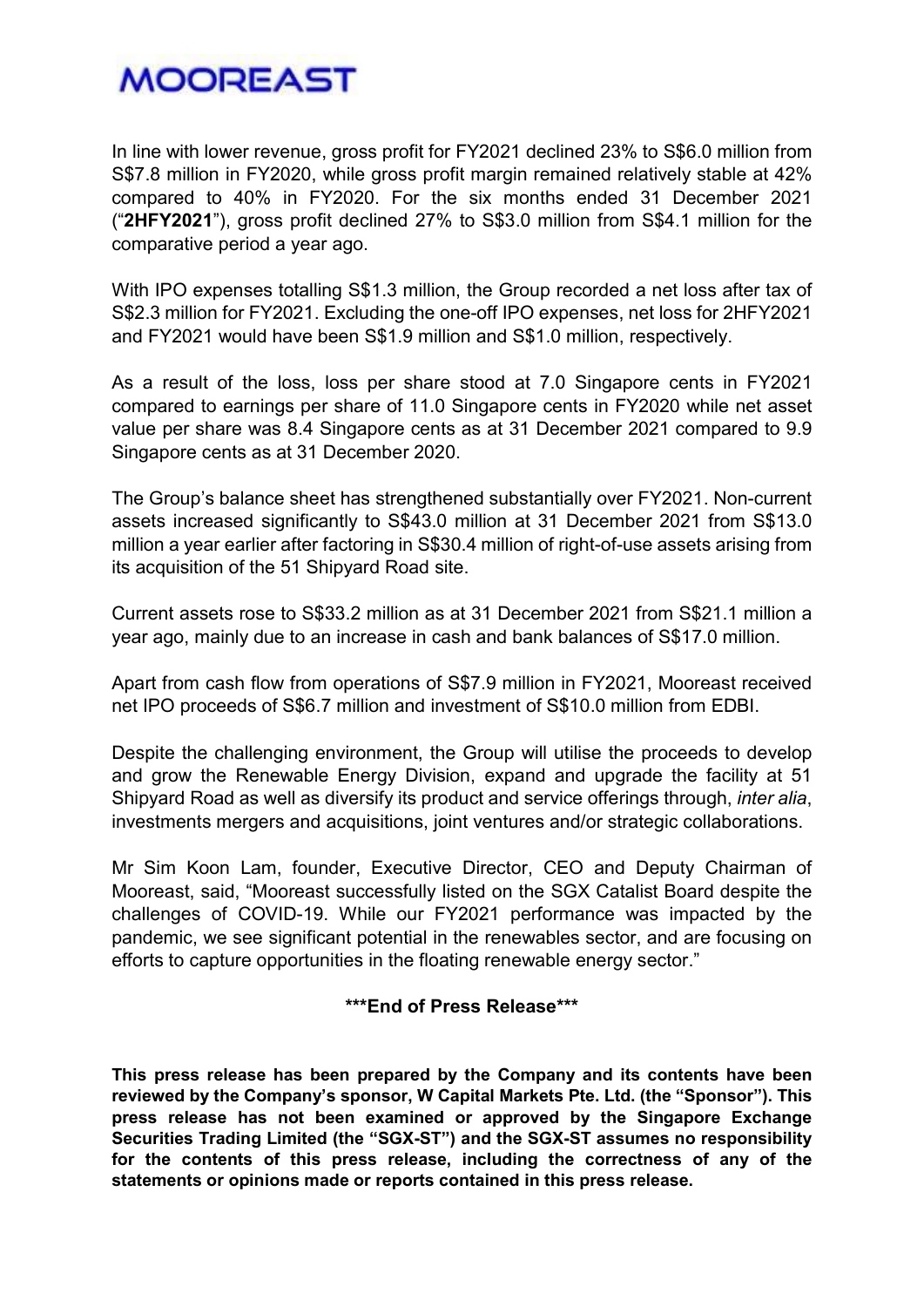In line with lower revenue, gross profit for FY2021 declined 23% to S$6.0 million from S$7.8 million in FY2020, while gross profit margin remained relatively stable at 42% compared to 40% in FY2020. For the six months ended 31 December 2021 ("**2HFY2021**"), gross profit declined 27% to S$3.0 million from S$4.1 million for the comparative period a year ago.

With IPO expenses totalling S$1.3 million, the Group recorded a net loss after tax of S$2.3 million for FY2021. Excluding the one-off IPO expenses, net loss for 2HFY2021 and FY2021 would have been S$1.9 million and S$1.0 million, respectively.

As a result of the loss, loss per share stood at 7.0 Singapore cents in FY2021 compared to earnings per share of 11.0 Singapore cents in FY2020 while net asset value per share was 8.4 Singapore cents as at 31 December 2021 compared to 9.9 Singapore cents as at 31 December 2020.

The Group's balance sheet has strengthened substantially over FY2021. Non-current assets increased significantly to S$43.0 million at 31 December 2021 from S$13.0 million a year earlier after factoring in S$30.4 million of right-of-use assets arising from its acquisition of the 51 Shipyard Road site.

Current assets rose to S$33.2 million as at 31 December 2021 from S$21.1 million a year ago, mainly due to an increase in cash and bank balances of S$17.0 million.

Apart from cash flow from operations of S$7.9 million in FY2021, Mooreast received net IPO proceeds of S$6.7 million and investment of S$10.0 million from EDBI.

Despite the challenging environment, the Group will utilise the proceeds to develop and grow the Renewable Energy Division, expand and upgrade the facility at 51 Shipyard Road as well as diversify its product and service offerings through, *inter alia*, investments mergers and acquisitions, joint ventures and/or strategic collaborations.

Mr Sim Koon Lam, founder, Executive Director, CEO and Deputy Chairman of Mooreast, said, "Mooreast successfully listed on the SGX Catalist Board despite the challenges of COVID-19. While our FY2021 performance was impacted by the pandemic, we see significant potential in the renewables sector, and are focusing on efforts to capture opportunities in the floating renewable energy sector."

**\*\*\*End of Press Release\*\*\***

**This press release has been prepared by the Company and its contents have been reviewed by the Company's sponsor, W Capital Markets Pte. Ltd. (the "Sponsor"). This press release has not been examined or approved by the Singapore Exchange Securities Trading Limited (the "SGX-ST") and the SGX-ST assumes no responsibility for the contents of this press release, including the correctness of any of the statements or opinions made or reports contained in this press release.**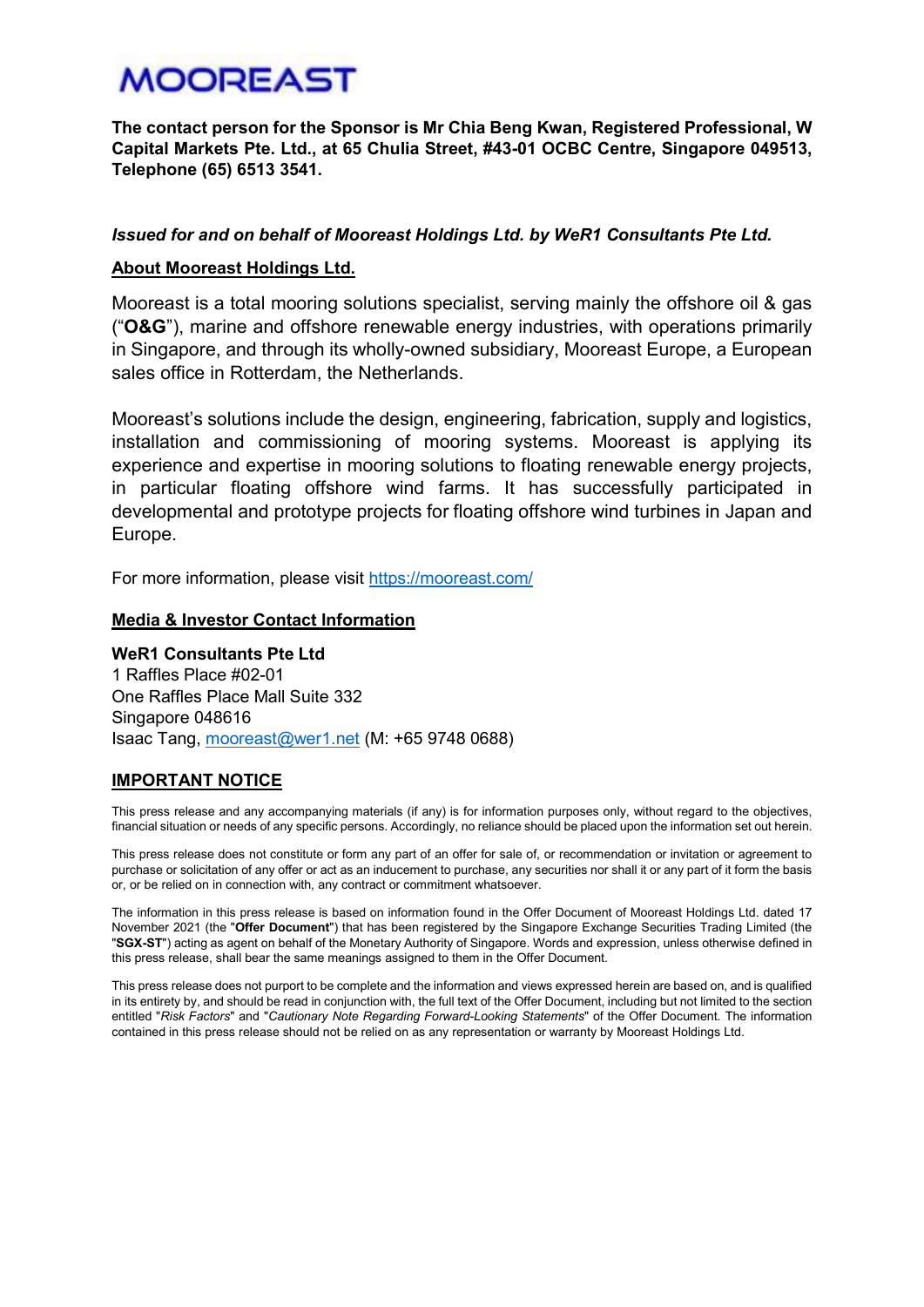MOOREAST

**The contact person for the Sponsor is Mr Chia Beng Kwan, Registered Professional, W Capital Markets Pte. Ltd., at 65 Chulia Street, #43-01 OCBC Centre, Singapore 049513, Telephone (65) 6513 3541.**

***Issued for and on behalf of Mooreast Holdings Ltd. by WeR1 Consultants Pte Ltd.***

## About Mooreast Holdings Ltd.

Mooreast is a total mooring solutions specialist, serving mainly the offshore oil & gas ("**O&G**"), marine and offshore renewable energy industries, with operations primarily in Singapore, and through its wholly-owned subsidiary, Mooreast Europe, a European sales office in Rotterdam, the Netherlands.

Mooreast's solutions include the design, engineering, fabrication, supply and logistics, installation and commissioning of mooring systems. Mooreast is applying its experience and expertise in mooring solutions to floating renewable energy projects, in particular floating offshore wind farms. It has successfully participated in developmental and prototype projects for floating offshore wind turbines in Japan and Europe.

For more information, please visit https://mooreast.com/

## Media & Investor Contact Information

**WeR1 Consultants Pte Ltd**
1 Raffles Place #02-01
One Raffles Place Mall Suite 332
Singapore 048616
Isaac Tang, mooreast@wer1.net (M: +65 9748 0688)

## IMPORTANT NOTICE

This press release and any accompanying materials (if any) is for information purposes only, without regard to the objectives, financial situation or needs of any specific persons. Accordingly, no reliance should be placed upon the information set out herein.

This press release does not constitute or form any part of an offer for sale of, or recommendation or invitation or agreement to purchase or solicitation of any offer or act as an inducement to purchase, any securities nor shall it or any part of it form the basis or, or be relied on in connection with, any contract or commitment whatsoever.

The information in this press release is based on information found in the Offer Document of Mooreast Holdings Ltd. dated 17 November 2021 (the "**Offer Document**") that has been registered by the Singapore Exchange Securities Trading Limited (the "**SGX-ST**") acting as agent on behalf of the Monetary Authority of Singapore. Words and expression, unless otherwise defined in this press release, shall bear the same meanings assigned to them in the Offer Document.

This press release does not purport to be complete and the information and views expressed herein are based on, and is qualified in its entirety by, and should be read in conjunction with, the full text of the Offer Document, including but not limited to the section entitled "*Risk Factors*" and "*Cautionary Note Regarding Forward-Looking Statements*" of the Offer Document. The information contained in this press release should not be relied on as any representation or warranty by Mooreast Holdings Ltd.